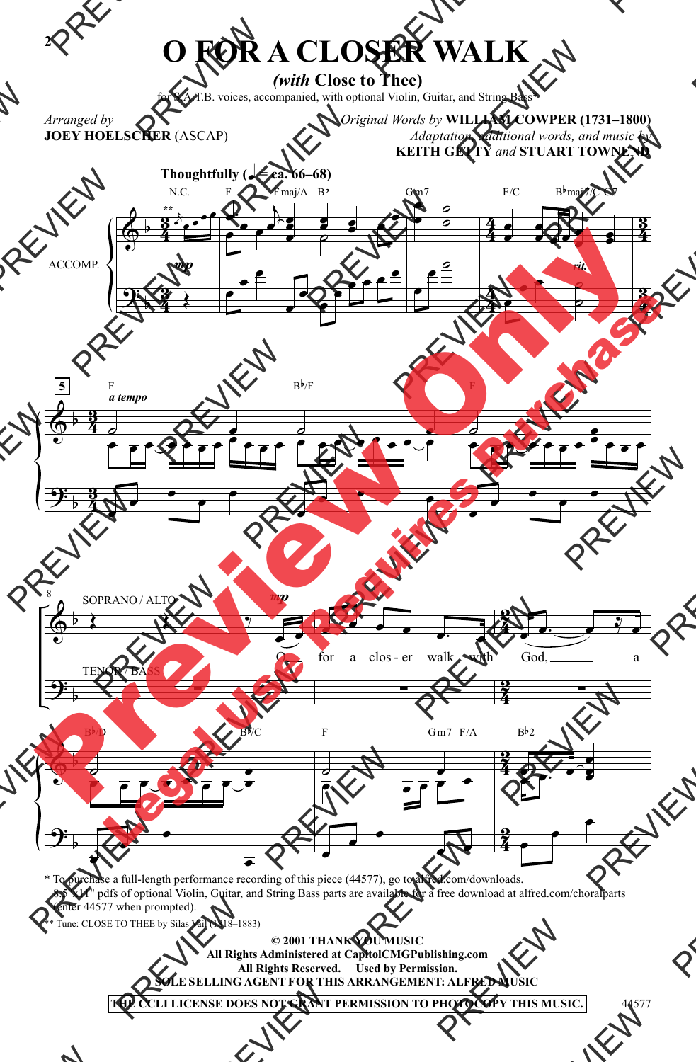# O FOR A CLOSER WALK

### *(with* Close to Thee*)*

for S.A.T.B. voices, accompanied, with optional Violin, Guitar, and String Bass*

Arranged by
**JOEY HOELSCHER** (ASCAP)

*Original Words by* **WILLIAM COWPER (1731–1800)**
*Adaptation, additional words, and music by*
**KEITH GETTY** *and* **STUART TOWNEND**

**Thoughtfully** (♩ = ca. 66–68)

O for a clos - er walk with God, a

\* To purchase a full-length performance recording of this piece (44577), go to alfred.com/downloads.
8.5"x11" pdfs of optional Violin, Guitar, and String Bass parts are available for a free download at alfred.com/choralparts (enter 44577 when prompted).

\*\* Tune: CLOSE TO THEE by Silas Vail (1818–1883)

**© 2001 THANKYOU MUSIC**
**All Rights Administered at CapitolCMGPublishing.com**
**All Rights Reserved. Used by Permission.**
**SOLE SELLING AGENT FOR THIS ARRANGEMENT: ALFRED MUSIC**

**THE CCLI LICENSE DOES NOT GRANT PERMISSION TO PHOTOCOPY THIS MUSIC.**

44577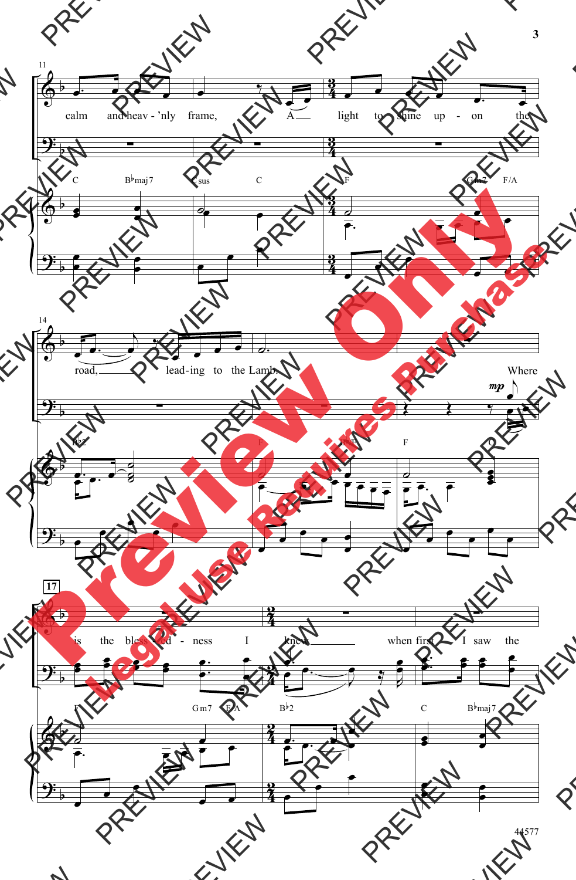11

calm and heav - 'nly frame, A light to shine up - on the

C B♭maj7 Csus C F Gm7 F/A

14

road, lead-ing to the Lamb. Where

*mp*

B♭2 F B♭/F F C

17

is the bless - ed - ness I knew when first I saw the

F Gm7 F/A B♭2 C B♭maj7

44577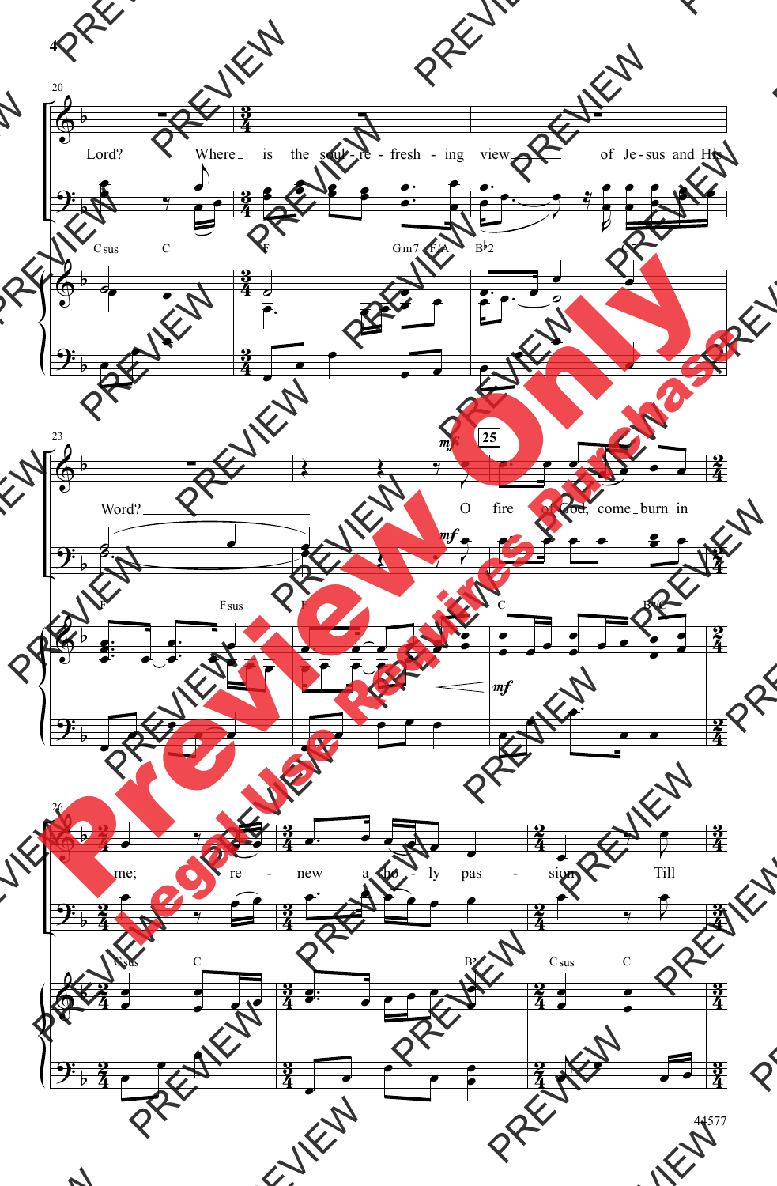20

Lord? Where is the soul-re-fresh-ing view of Je-sus and His

Csus C F Gm7 F/A B♭2 C7

23

Word? O fire of God, come burn in

F Fsus F C B♭/C

25

26

me; re-new a ho-ly pas-sion Till

Csus C F B♭ Csus C

44577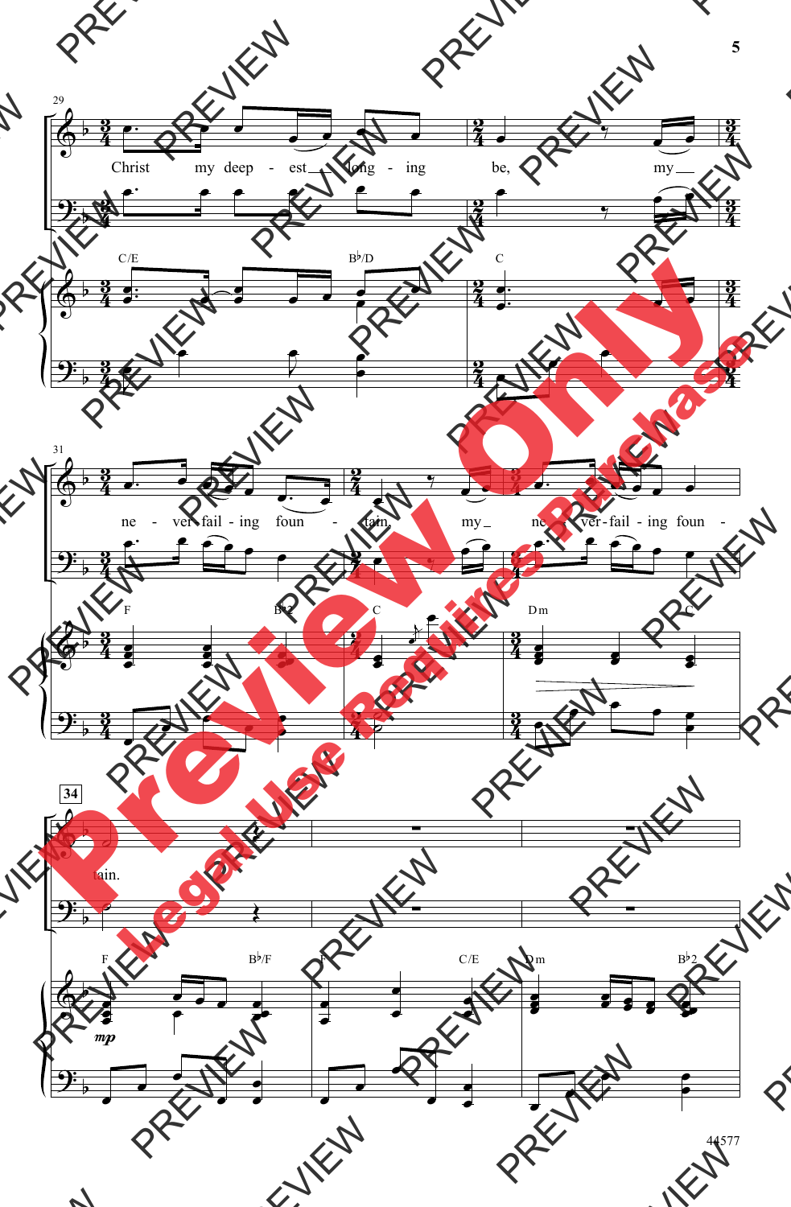29

Christ my deep - est long - ing be, my

C/E B♭/D C

31

ne - ver fail - ing foun - tain, my ne - ver fail - ing foun -

F B♭2 C Dm C

34

tain.

*mp*

F B♭/F F C/E Dm B♭2

44577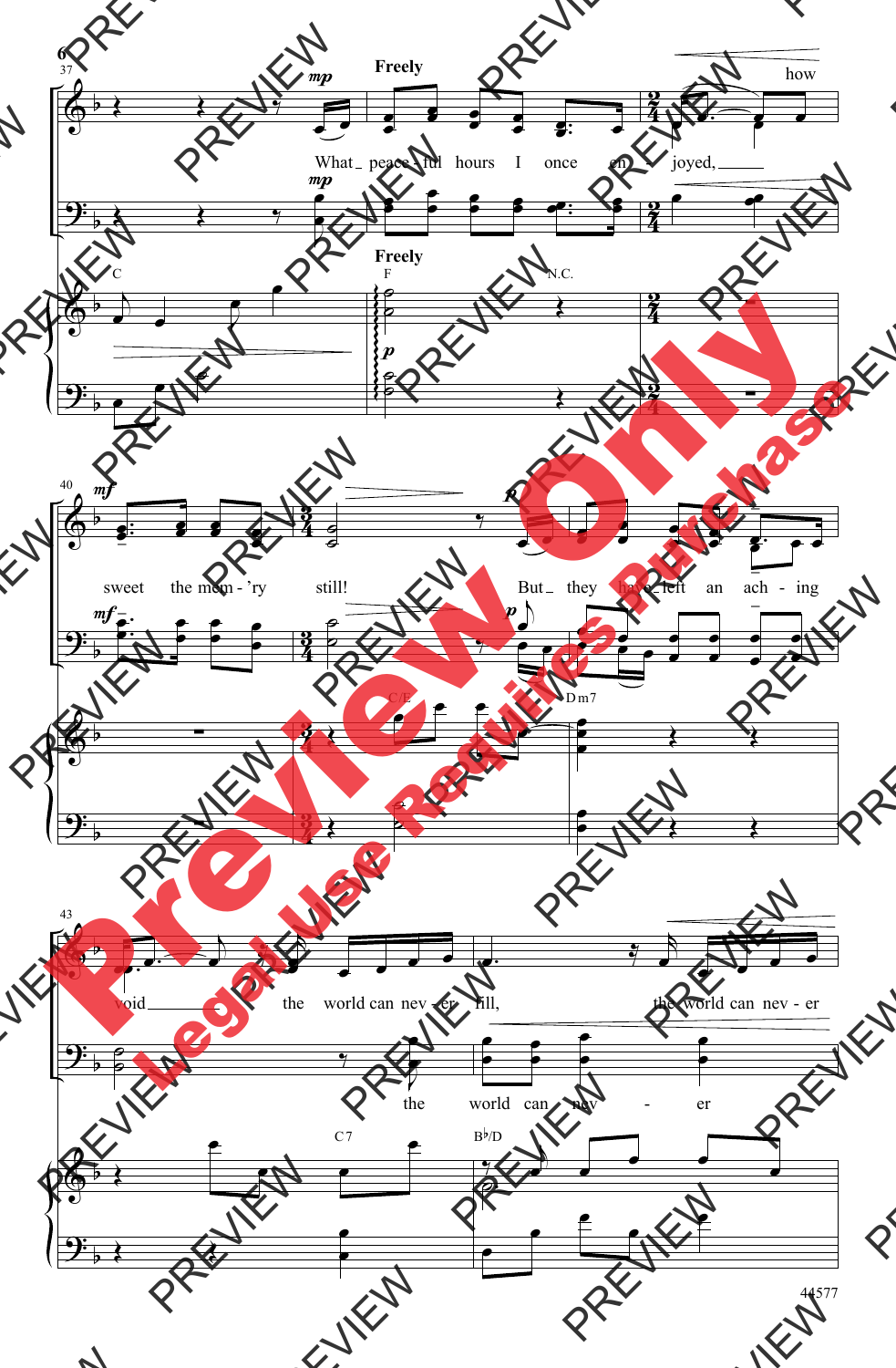Freely

What peace - ful hours I once en - joyed, how sweet the mem - 'ry still! But they have left an ach - ing void the world can nev - er fill, the world can nev - er

the world can nev - er

C F N.C. C/E Dm7 C7 B♭/D

44577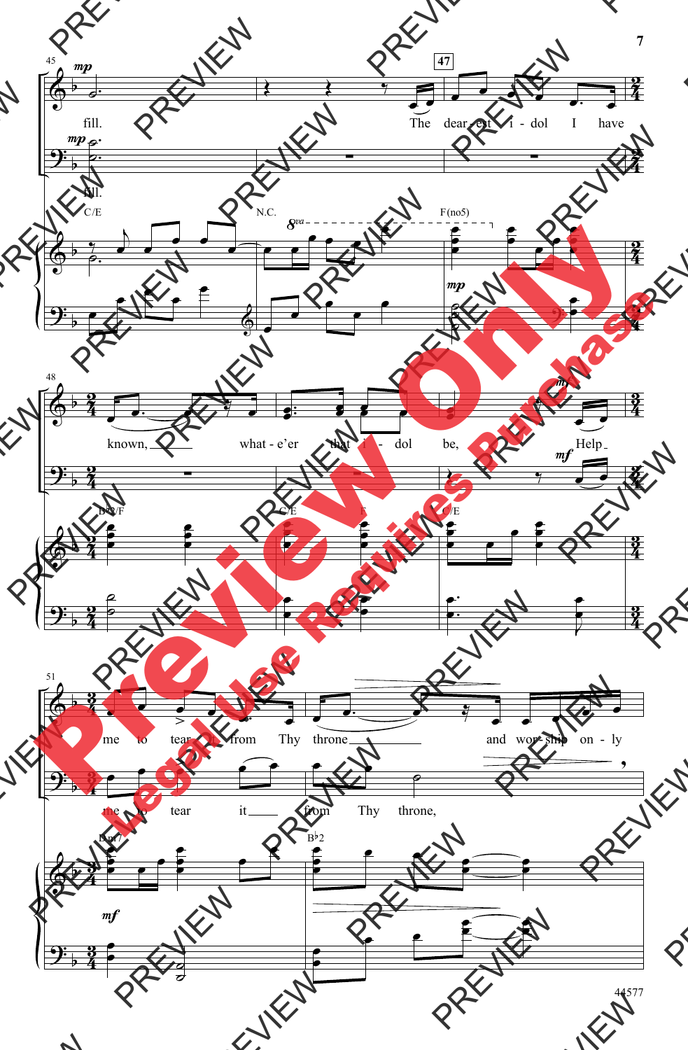fill. The dear - est i - dol I have

fill.

C/E N.C. F(no5)

known, what - e'er that i - dol be, Help

B♭2/F C/E F C/E

me to tear it from Thy throne and wor - ship on - ly

me to tear it from Thy throne,

Dm7 B♭2

44577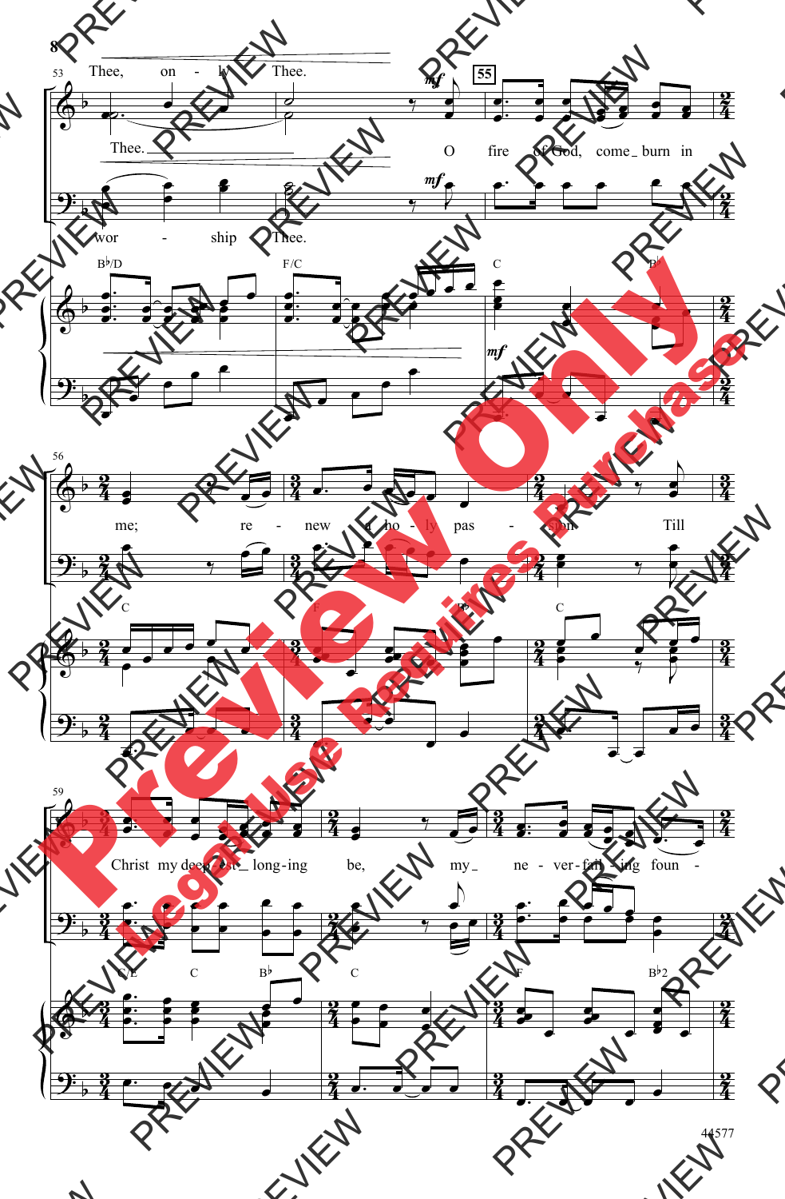53 Thee, only Thee.

Thee.

O fire of God, come burn in me;

wor - ship Thee.

B♭/D F/C C B♭

56 re - new a ho - ly pas - sion. Till

C F B♭ C

59 Christ my deep - est long - ing be, my ne - ver - fail - ing foun -

C/E C B♭ C F B♭2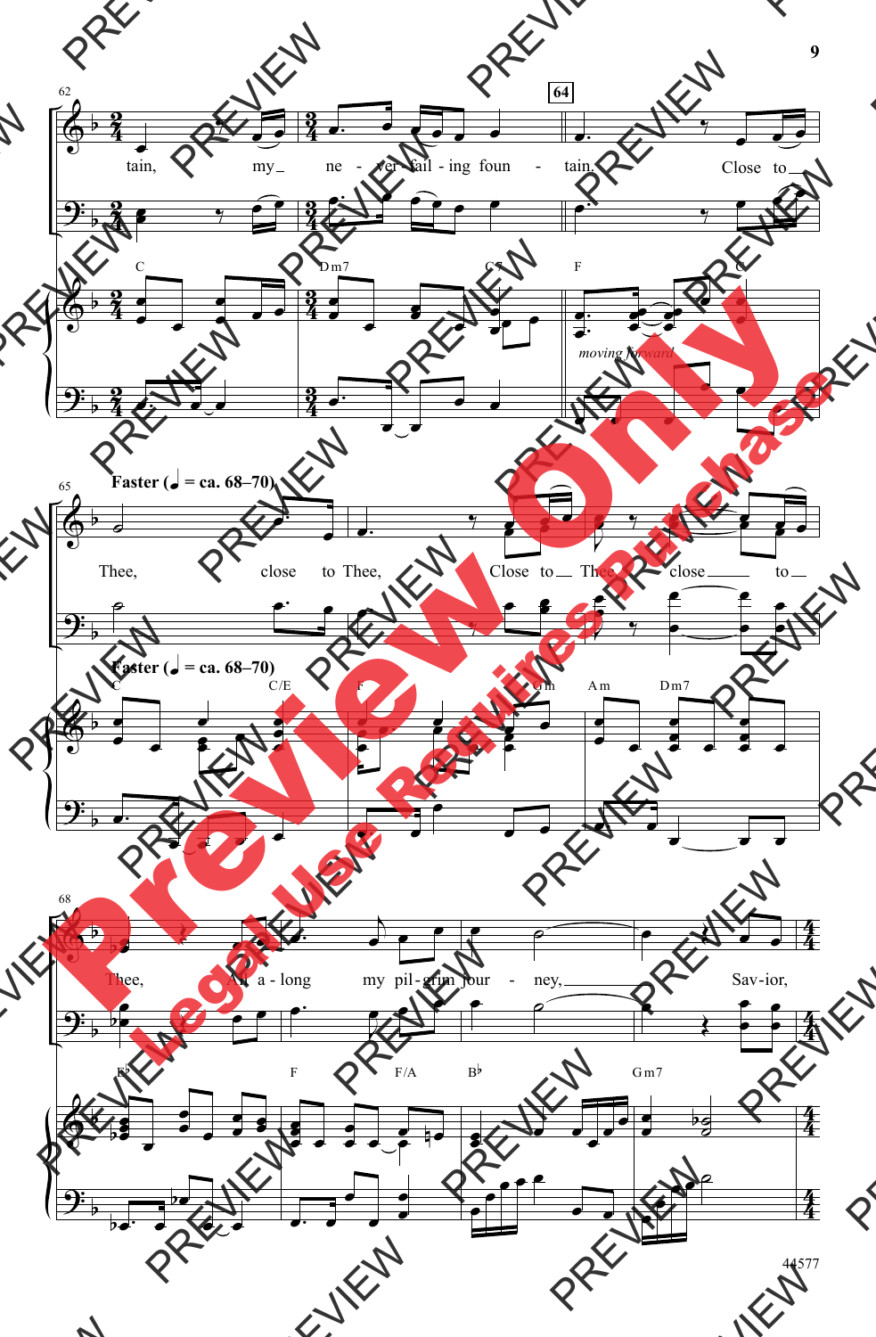62

tain, my ne - ver - fail - ing foun - tain.

64

Close to

C Dm7 C7 F C

*moving forward*

65

**Faster (♩ = ca. 68–70)**

Thee, close to Thee, Close to Thee, close to

**Faster (♩ = ca. 68–70)**

C C/E F Dm Am Dm7

68

Thee, All a - long my pil - grim jour - ney, Sav - ior,

E♭ F F/A B♭ Gm7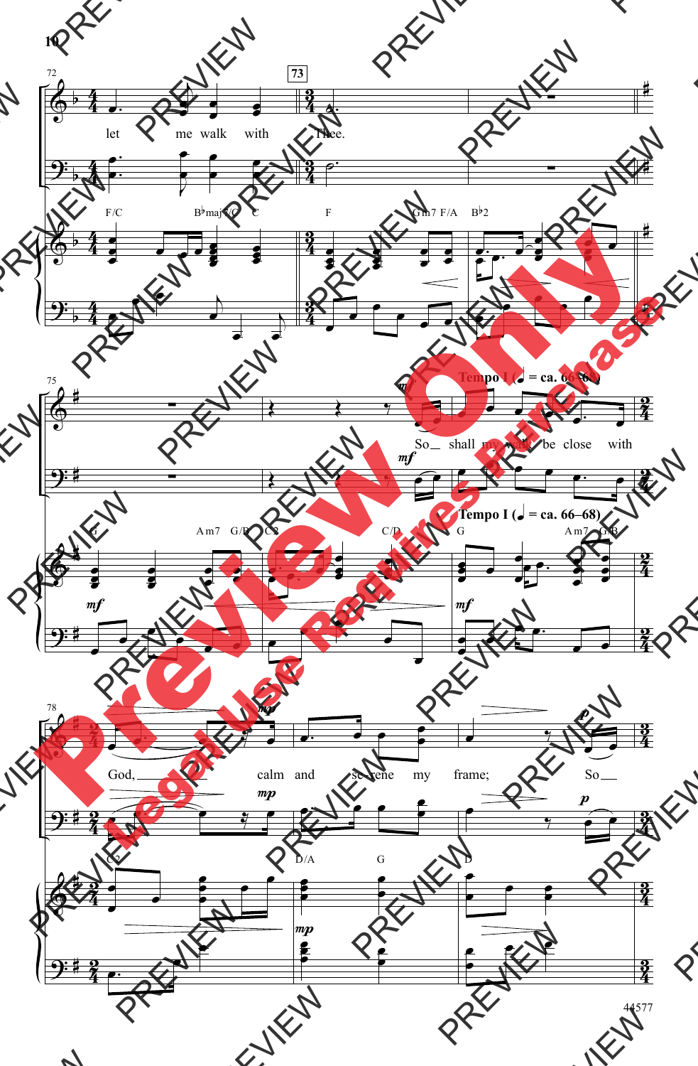let me walk with Thee.

**Tempo I** (♩ = ca. 66–68)

So shall my walk be close with God, calm and serene my frame; So

44577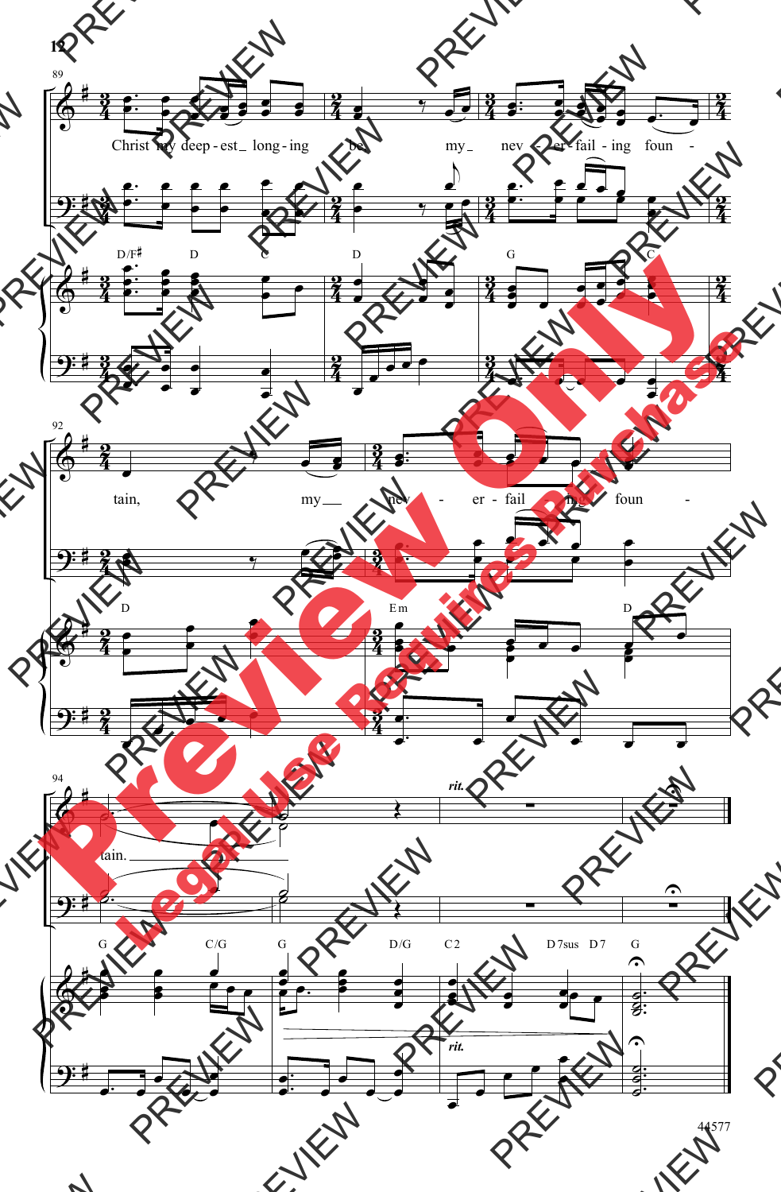Christ my deep - est long - ing be my nev - er - fail - ing foun -

tain, my nev - er - fail - ing foun -

tain.

D/F♯ D C D G C

D Em D

G C/G G D/G C2 D7sus D7 G

*rit.*

44577